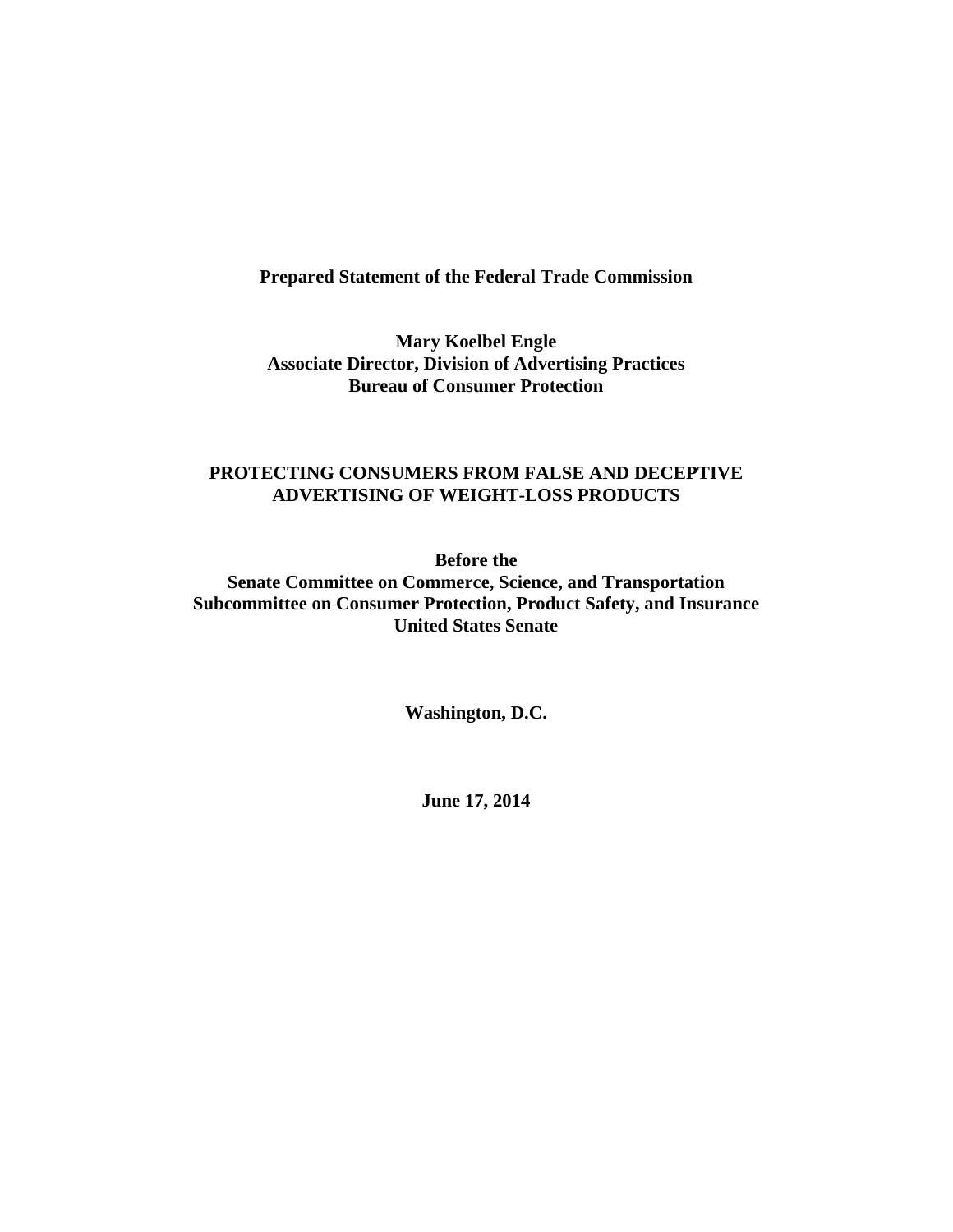**Prepared Statement of the Federal Trade Commission**

**Mary Koelbel Engle**
**Associate Director, Division of Advertising Practices**
**Bureau of Consumer Protection**

# PROTECTING CONSUMERS FROM FALSE AND DECEPTIVE ADVERTISING OF WEIGHT-LOSS PRODUCTS

**Before the**
**Senate Committee on Commerce, Science, and Transportation**
**Subcommittee on Consumer Protection, Product Safety, and Insurance**
**United States Senate**

**Washington, D.C.**

**June 17, 2014**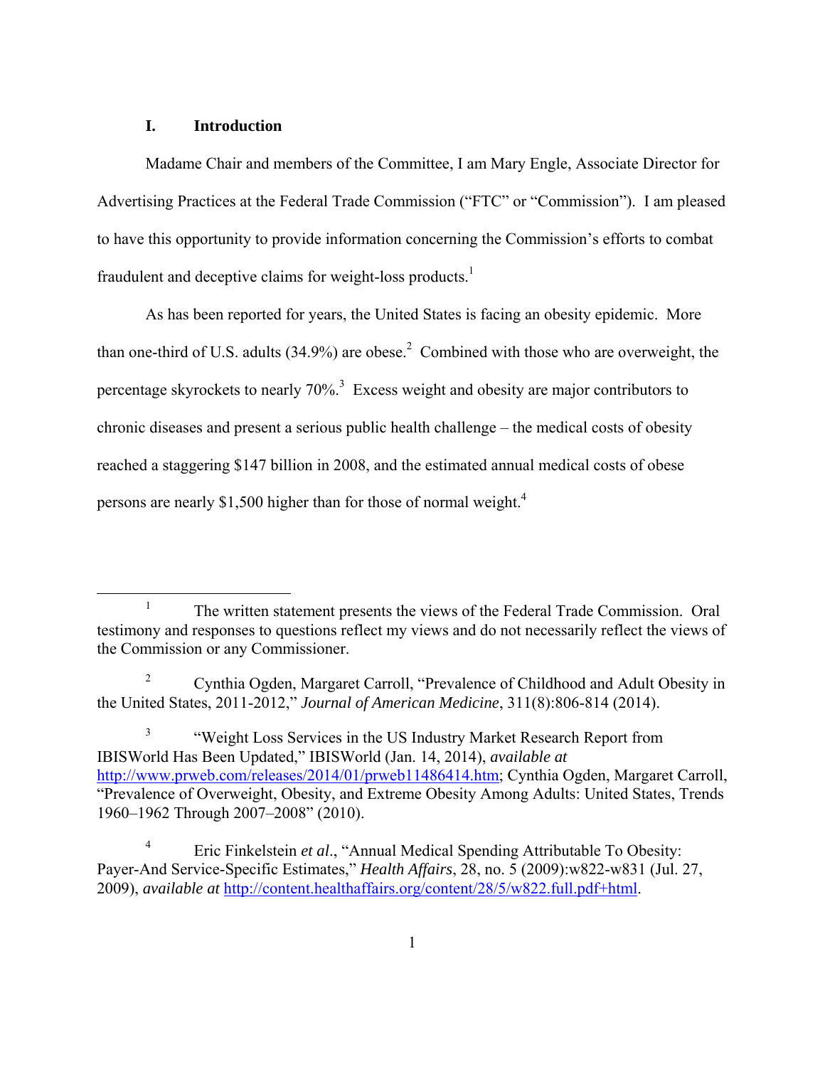## I. Introduction

Madame Chair and members of the Committee, I am Mary Engle, Associate Director for Advertising Practices at the Federal Trade Commission ("FTC" or "Commission"). I am pleased to have this opportunity to provide information concerning the Commission's efforts to combat fraudulent and deceptive claims for weight-loss products.[1]

As has been reported for years, the United States is facing an obesity epidemic. More than one-third of U.S. adults (34.9%) are obese.[2] Combined with those who are overweight, the percentage skyrockets to nearly 70%.[3] Excess weight and obesity are major contributors to chronic diseases and present a serious public health challenge – the medical costs of obesity reached a staggering $147 billion in 2008, and the estimated annual medical costs of obese persons are nearly $1,500 higher than for those of normal weight.[4]

---

[1] The written statement presents the views of the Federal Trade Commission. Oral testimony and responses to questions reflect my views and do not necessarily reflect the views of the Commission or any Commissioner.

[2] Cynthia Ogden, Margaret Carroll, "Prevalence of Childhood and Adult Obesity in the United States, 2011-2012," *Journal of American Medicine*, 311(8):806-814 (2014).

[3] "Weight Loss Services in the US Industry Market Research Report from IBISWorld Has Been Updated," IBISWorld (Jan. 14, 2014), *available at* http://www.prweb.com/releases/2014/01/prweb11486414.htm; Cynthia Ogden, Margaret Carroll, "Prevalence of Overweight, Obesity, and Extreme Obesity Among Adults: United States, Trends 1960–1962 Through 2007–2008" (2010).

[4] Eric Finkelstein *et al*., "Annual Medical Spending Attributable To Obesity: Payer-And Service-Specific Estimates," *Health Affairs*, 28, no. 5 (2009):w822-w831 (Jul. 27, 2009), *available at* http://content.healthaffairs.org/content/28/5/w822.full.pdf+html.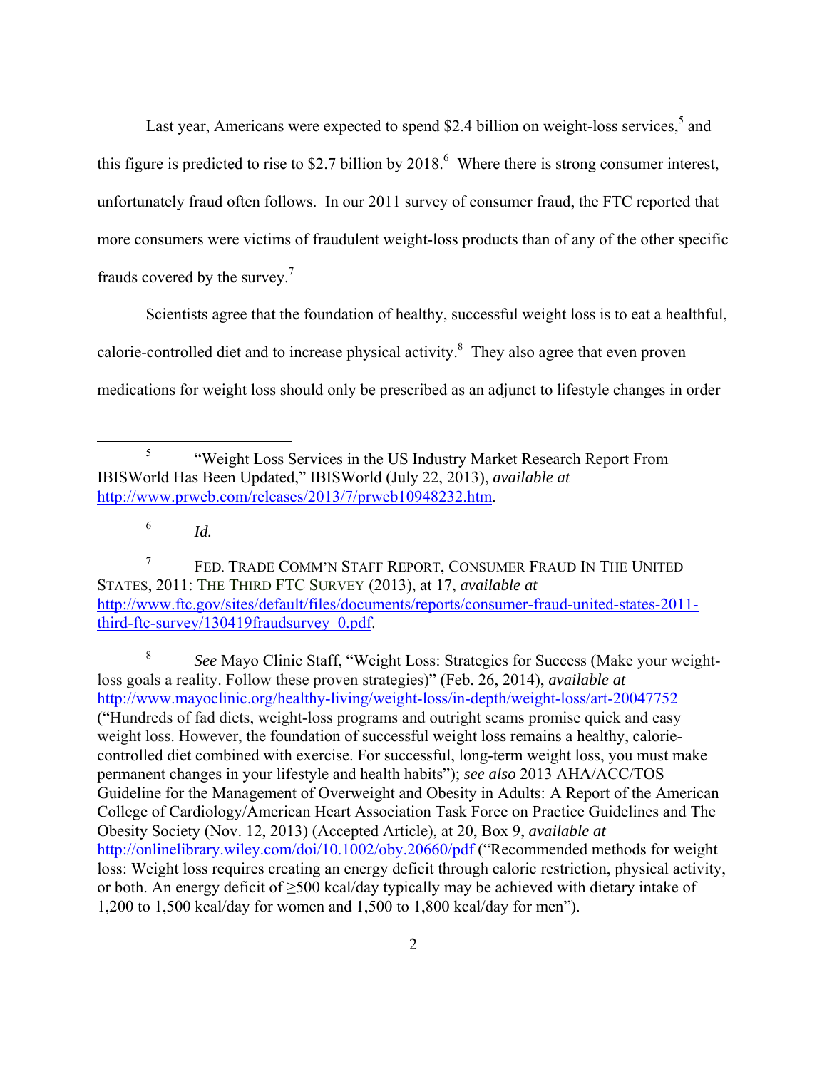Last year, Americans were expected to spend $2.4 billion on weight-loss services,[5] and this figure is predicted to rise to $2.7 billion by 2018.[6] Where there is strong consumer interest, unfortunately fraud often follows. In our 2011 survey of consumer fraud, the FTC reported that more consumers were victims of fraudulent weight-loss products than of any of the other specific frauds covered by the survey.[7]

Scientists agree that the foundation of healthy, successful weight loss is to eat a healthful, calorie-controlled diet and to increase physical activity.[8] They also agree that even proven medications for weight loss should only be prescribed as an adjunct to lifestyle changes in order

---

[5] "Weight Loss Services in the US Industry Market Research Report From IBISWorld Has Been Updated," IBISWorld (July 22, 2013), *available at* http://www.prweb.com/releases/2013/7/prweb10948232.htm.

[6] *Id.*

[7] FED. TRADE COMM'N STAFF REPORT, CONSUMER FRAUD IN THE UNITED STATES, 2011: THE THIRD FTC SURVEY (2013), at 17, *available at* http://www.ftc.gov/sites/default/files/documents/reports/consumer-fraud-united-states-2011-third-ftc-survey/130419fraudsurvey_0.pdf.

[8] *See* Mayo Clinic Staff, "Weight Loss: Strategies for Success (Make your weight-loss goals a reality. Follow these proven strategies)" (Feb. 26, 2014), *available at* http://www.mayoclinic.org/healthy-living/weight-loss/in-depth/weight-loss/art-20047752 ("Hundreds of fad diets, weight-loss programs and outright scams promise quick and easy weight loss. However, the foundation of successful weight loss remains a healthy, calorie-controlled diet combined with exercise. For successful, long-term weight loss, you must make permanent changes in your lifestyle and health habits"); *see also* 2013 AHA/ACC/TOS Guideline for the Management of Overweight and Obesity in Adults: A Report of the American College of Cardiology/American Heart Association Task Force on Practice Guidelines and The Obesity Society (Nov. 12, 2013) (Accepted Article), at 20, Box 9, *available at* http://onlinelibrary.wiley.com/doi/10.1002/oby.20660/pdf ("Recommended methods for weight loss: Weight loss requires creating an energy deficit through caloric restriction, physical activity, or both. An energy deficit of ≥500 kcal/day typically may be achieved with dietary intake of 1,200 to 1,500 kcal/day for women and 1,500 to 1,800 kcal/day for men").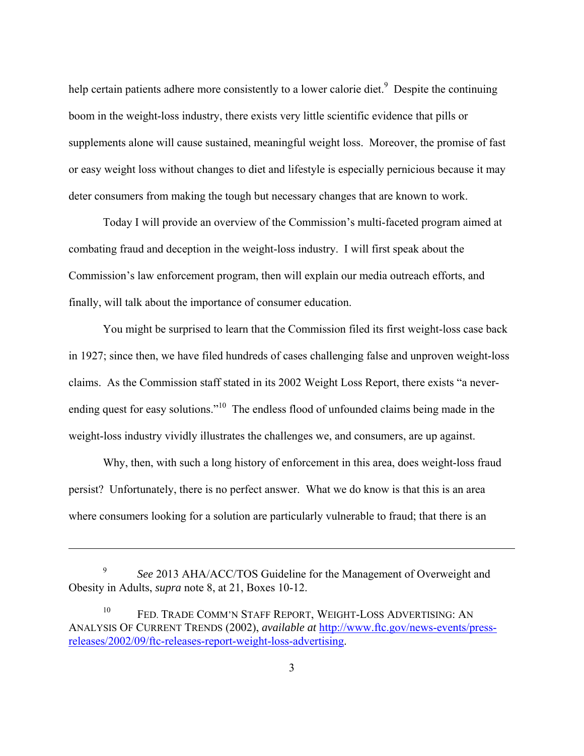help certain patients adhere more consistently to a lower calorie diet.[9] Despite the continuing boom in the weight-loss industry, there exists very little scientific evidence that pills or supplements alone will cause sustained, meaningful weight loss. Moreover, the promise of fast or easy weight loss without changes to diet and lifestyle is especially pernicious because it may deter consumers from making the tough but necessary changes that are known to work.

Today I will provide an overview of the Commission's multi-faceted program aimed at combating fraud and deception in the weight-loss industry. I will first speak about the Commission's law enforcement program, then will explain our media outreach efforts, and finally, will talk about the importance of consumer education.

You might be surprised to learn that the Commission filed its first weight-loss case back in 1927; since then, we have filed hundreds of cases challenging false and unproven weight-loss claims. As the Commission staff stated in its 2002 Weight Loss Report, there exists "a never-ending quest for easy solutions."[10] The endless flood of unfounded claims being made in the weight-loss industry vividly illustrates the challenges we, and consumers, are up against.

Why, then, with such a long history of enforcement in this area, does weight-loss fraud persist? Unfortunately, there is no perfect answer. What we do know is that this is an area where consumers looking for a solution are particularly vulnerable to fraud; that there is an

---

[9] *See* 2013 AHA/ACC/TOS Guideline for the Management of Overweight and Obesity in Adults, *supra* note 8, at 21, Boxes 10-12.

[10] FED. TRADE COMM'N STAFF REPORT, WEIGHT-LOSS ADVERTISING: AN ANALYSIS OF CURRENT TRENDS (2002), *available at* http://www.ftc.gov/news-events/press-releases/2002/09/ftc-releases-report-weight-loss-advertising.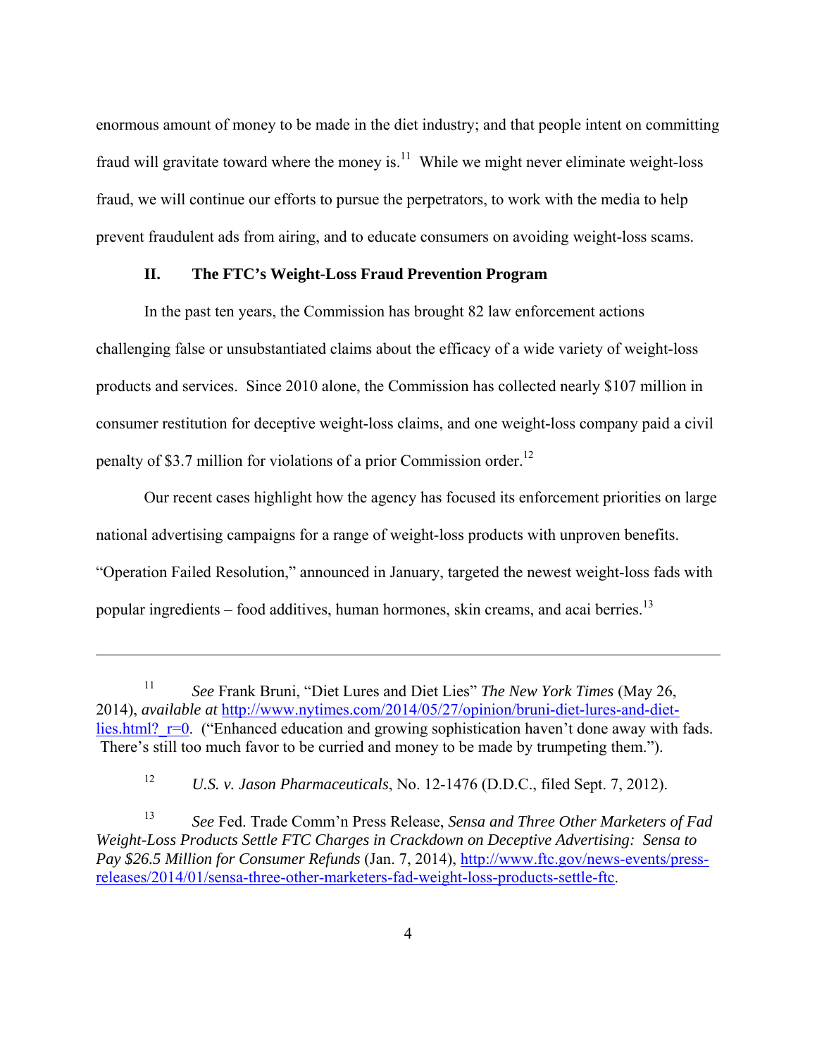enormous amount of money to be made in the diet industry; and that people intent on committing fraud will gravitate toward where the money is.[11] While we might never eliminate weight-loss fraud, we will continue our efforts to pursue the perpetrators, to work with the media to help prevent fraudulent ads from airing, and to educate consumers on avoiding weight-loss scams.

## II. The FTC's Weight-Loss Fraud Prevention Program

In the past ten years, the Commission has brought 82 law enforcement actions challenging false or unsubstantiated claims about the efficacy of a wide variety of weight-loss products and services. Since 2010 alone, the Commission has collected nearly $107 million in consumer restitution for deceptive weight-loss claims, and one weight-loss company paid a civil penalty of $3.7 million for violations of a prior Commission order.[12]

Our recent cases highlight how the agency has focused its enforcement priorities on large national advertising campaigns for a range of weight-loss products with unproven benefits. "Operation Failed Resolution," announced in January, targeted the newest weight-loss fads with popular ingredients – food additives, human hormones, skin creams, and acai berries.[13]

---

[11] *See* Frank Bruni, "Diet Lures and Diet Lies" *The New York Times* (May 26, 2014), *available at* http://www.nytimes.com/2014/05/27/opinion/bruni-diet-lures-and-diet-lies.html?_r=0. ("Enhanced education and growing sophistication haven't done away with fads. There's still too much favor to be curried and money to be made by trumpeting them.").

[12] *U.S. v. Jason Pharmaceuticals*, No. 12-1476 (D.D.C., filed Sept. 7, 2012).

[13] *See* Fed. Trade Comm'n Press Release, *Sensa and Three Other Marketers of Fad Weight-Loss Products Settle FTC Charges in Crackdown on Deceptive Advertising: Sensa to Pay $26.5 Million for Consumer Refunds* (Jan. 7, 2014), http://www.ftc.gov/news-events/press-releases/2014/01/sensa-three-other-marketers-fad-weight-loss-products-settle-ftc.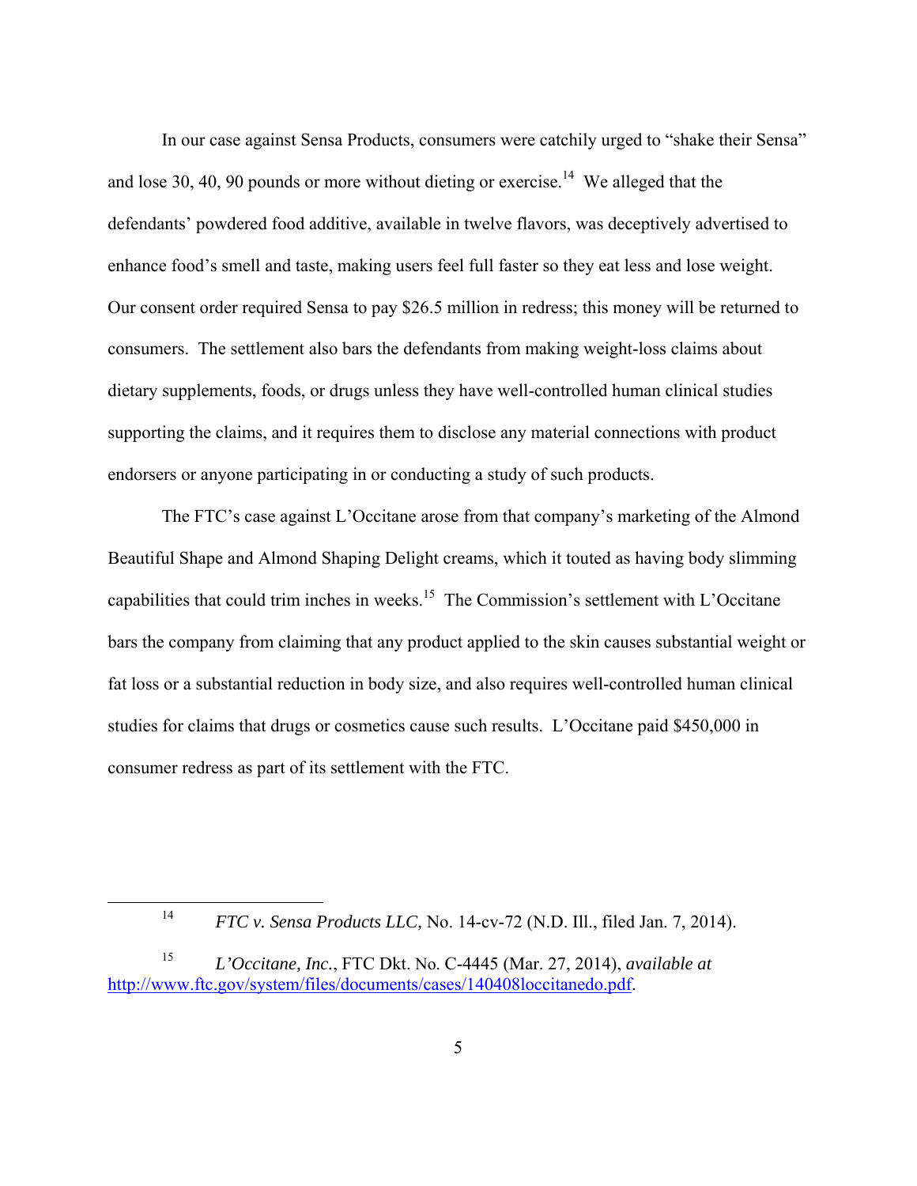In our case against Sensa Products, consumers were catchily urged to "shake their Sensa" and lose 30, 40, 90 pounds or more without dieting or exercise.[14] We alleged that the defendants' powdered food additive, available in twelve flavors, was deceptively advertised to enhance food's smell and taste, making users feel full faster so they eat less and lose weight. Our consent order required Sensa to pay $26.5 million in redress; this money will be returned to consumers. The settlement also bars the defendants from making weight-loss claims about dietary supplements, foods, or drugs unless they have well-controlled human clinical studies supporting the claims, and it requires them to disclose any material connections with product endorsers or anyone participating in or conducting a study of such products.

The FTC's case against L'Occitane arose from that company's marketing of the Almond Beautiful Shape and Almond Shaping Delight creams, which it touted as having body slimming capabilities that could trim inches in weeks.[15] The Commission's settlement with L'Occitane bars the company from claiming that any product applied to the skin causes substantial weight or fat loss or a substantial reduction in body size, and also requires well-controlled human clinical studies for claims that drugs or cosmetics cause such results. L'Occitane paid $450,000 in consumer redress as part of its settlement with the FTC.

---

[14] *FTC v. Sensa Products LLC,* No. 14-cv-72 (N.D. Ill., filed Jan. 7, 2014).

[15] *L'Occitane, Inc.*, FTC Dkt. No. C-4445 (Mar. 27, 2014), *available at* http://www.ftc.gov/system/files/documents/cases/140408loccitanedo.pdf.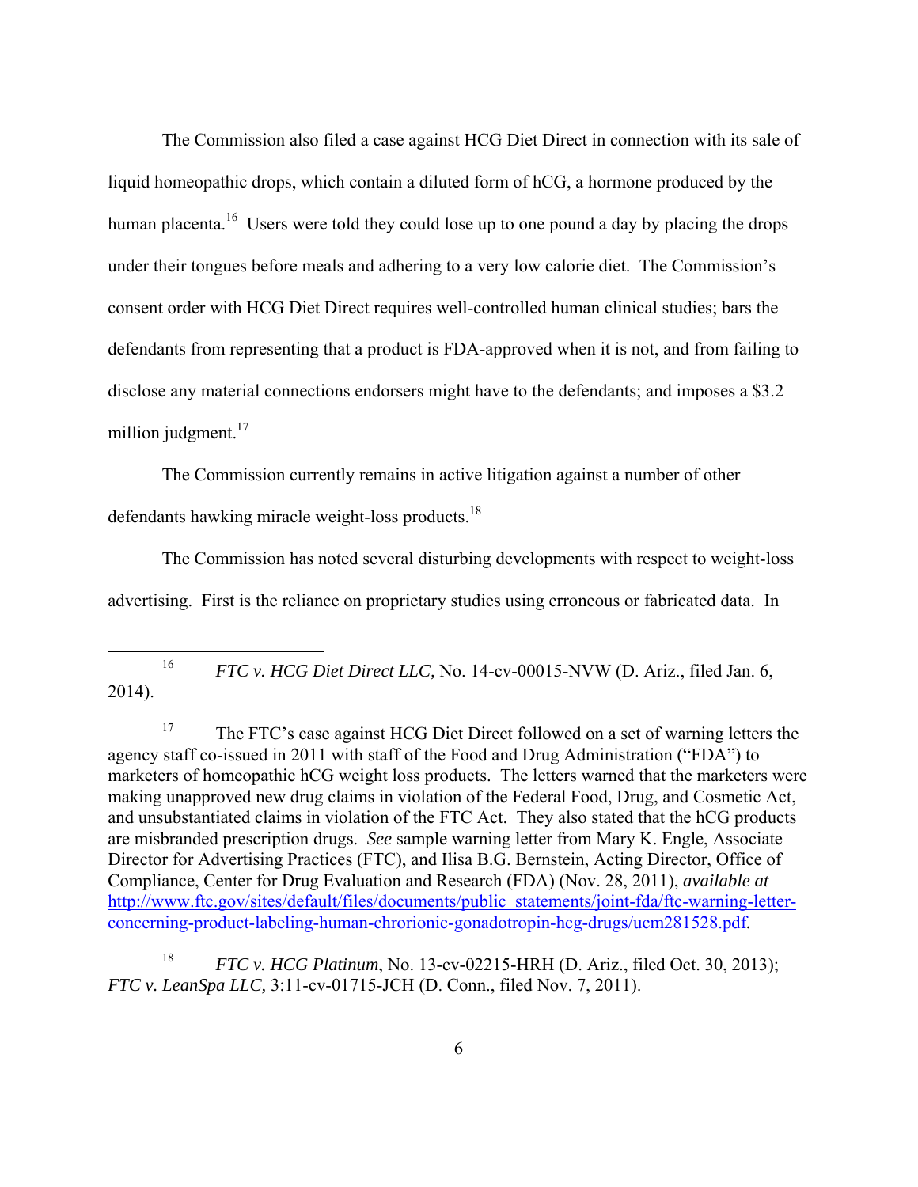The Commission also filed a case against HCG Diet Direct in connection with its sale of liquid homeopathic drops, which contain a diluted form of hCG, a hormone produced by the human placenta.[16] Users were told they could lose up to one pound a day by placing the drops under their tongues before meals and adhering to a very low calorie diet. The Commission's consent order with HCG Diet Direct requires well-controlled human clinical studies; bars the defendants from representing that a product is FDA-approved when it is not, and from failing to disclose any material connections endorsers might have to the defendants; and imposes a $3.2 million judgment.[17]

The Commission currently remains in active litigation against a number of other defendants hawking miracle weight-loss products.[18]

The Commission has noted several disturbing developments with respect to weight-loss advertising. First is the reliance on proprietary studies using erroneous or fabricated data. In

---

[16] *FTC v. HCG Diet Direct LLC,* No. 14-cv-00015-NVW (D. Ariz., filed Jan. 6, 2014).

[17] The FTC's case against HCG Diet Direct followed on a set of warning letters the agency staff co-issued in 2011 with staff of the Food and Drug Administration ("FDA") to marketers of homeopathic hCG weight loss products. The letters warned that the marketers were making unapproved new drug claims in violation of the Federal Food, Drug, and Cosmetic Act, and unsubstantiated claims in violation of the FTC Act. They also stated that the hCG products are misbranded prescription drugs. *See* sample warning letter from Mary K. Engle, Associate Director for Advertising Practices (FTC), and Ilisa B.G. Bernstein, Acting Director, Office of Compliance, Center for Drug Evaluation and Research (FDA) (Nov. 28, 2011), *available at* http://www.ftc.gov/sites/default/files/documents/public_statements/joint-fda/ftc-warning-letter-concerning-product-labeling-human-chrorionic-gonadotropin-hcg-drugs/ucm281528.pdf.

[18] *FTC v. HCG Platinum*, No. 13-cv-02215-HRH (D. Ariz., filed Oct. 30, 2013); *FTC v. LeanSpa LLC,* 3:11-cv-01715-JCH (D. Conn., filed Nov. 7, 2011).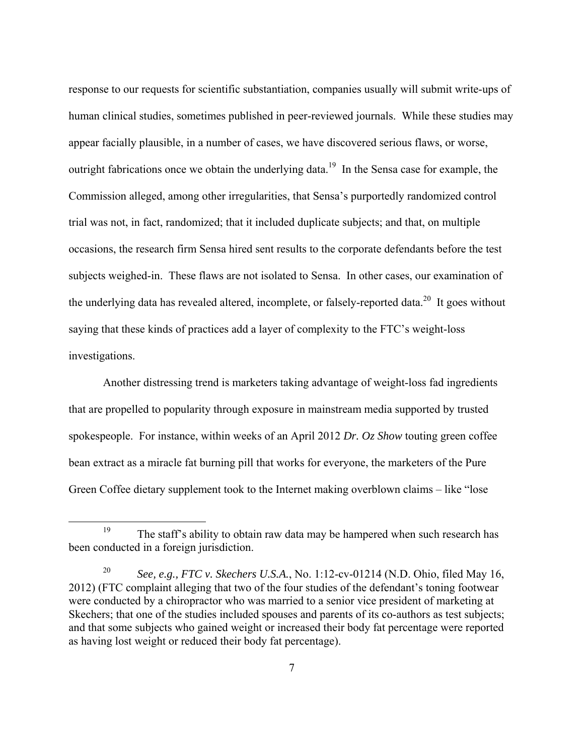response to our requests for scientific substantiation, companies usually will submit write-ups of human clinical studies, sometimes published in peer-reviewed journals. While these studies may appear facially plausible, in a number of cases, we have discovered serious flaws, or worse, outright fabrications once we obtain the underlying data.[19] In the Sensa case for example, the Commission alleged, among other irregularities, that Sensa's purportedly randomized control trial was not, in fact, randomized; that it included duplicate subjects; and that, on multiple occasions, the research firm Sensa hired sent results to the corporate defendants before the test subjects weighed-in. These flaws are not isolated to Sensa. In other cases, our examination of the underlying data has revealed altered, incomplete, or falsely-reported data.[20] It goes without saying that these kinds of practices add a layer of complexity to the FTC's weight-loss investigations.

Another distressing trend is marketers taking advantage of weight-loss fad ingredients that are propelled to popularity through exposure in mainstream media supported by trusted spokespeople. For instance, within weeks of an April 2012 *Dr. Oz Show* touting green coffee bean extract as a miracle fat burning pill that works for everyone, the marketers of the Pure Green Coffee dietary supplement took to the Internet making overblown claims – like "lose

---

[19] The staff's ability to obtain raw data may be hampered when such research has been conducted in a foreign jurisdiction.

[20] *See, e.g., FTC v. Skechers U.S.A.*, No. 1:12-cv-01214 (N.D. Ohio, filed May 16, 2012) (FTC complaint alleging that two of the four studies of the defendant's toning footwear were conducted by a chiropractor who was married to a senior vice president of marketing at Skechers; that one of the studies included spouses and parents of its co-authors as test subjects; and that some subjects who gained weight or increased their body fat percentage were reported as having lost weight or reduced their body fat percentage).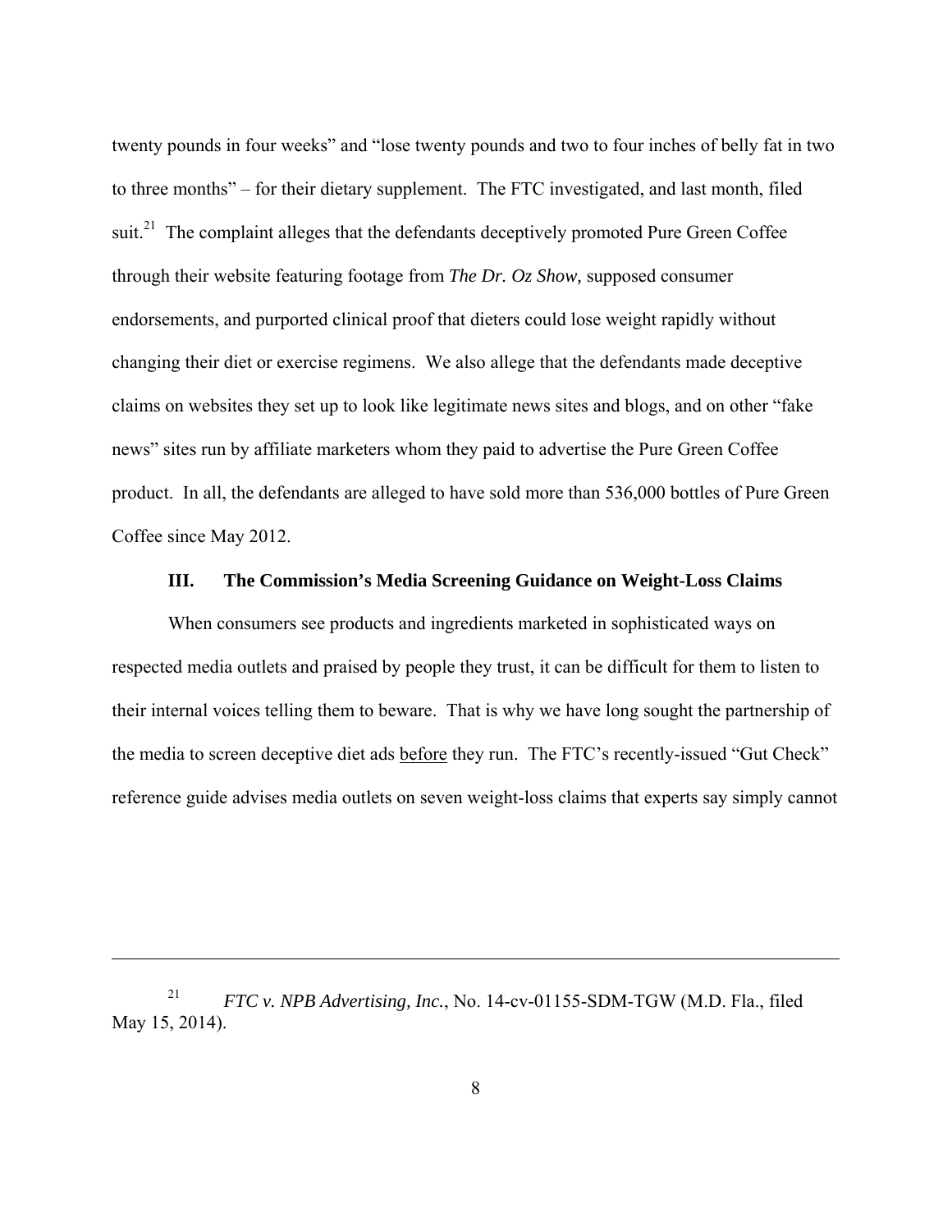twenty pounds in four weeks" and "lose twenty pounds and two to four inches of belly fat in two to three months" – for their dietary supplement. The FTC investigated, and last month, filed suit.[21] The complaint alleges that the defendants deceptively promoted Pure Green Coffee through their website featuring footage from *The Dr. Oz Show,* supposed consumer endorsements, and purported clinical proof that dieters could lose weight rapidly without changing their diet or exercise regimens. We also allege that the defendants made deceptive claims on websites they set up to look like legitimate news sites and blogs, and on other "fake news" sites run by affiliate marketers whom they paid to advertise the Pure Green Coffee product. In all, the defendants are alleged to have sold more than 536,000 bottles of Pure Green Coffee since May 2012.

### III. The Commission's Media Screening Guidance on Weight-Loss Claims

When consumers see products and ingredients marketed in sophisticated ways on respected media outlets and praised by people they trust, it can be difficult for them to listen to their internal voices telling them to beware. That is why we have long sought the partnership of the media to screen deceptive diet ads <u>before</u> they run. The FTC's recently-issued "Gut Check" reference guide advises media outlets on seven weight-loss claims that experts say simply cannot

---

[21] *FTC v. NPB Advertising, Inc.*, No. 14-cv-01155-SDM-TGW (M.D. Fla., filed May 15, 2014).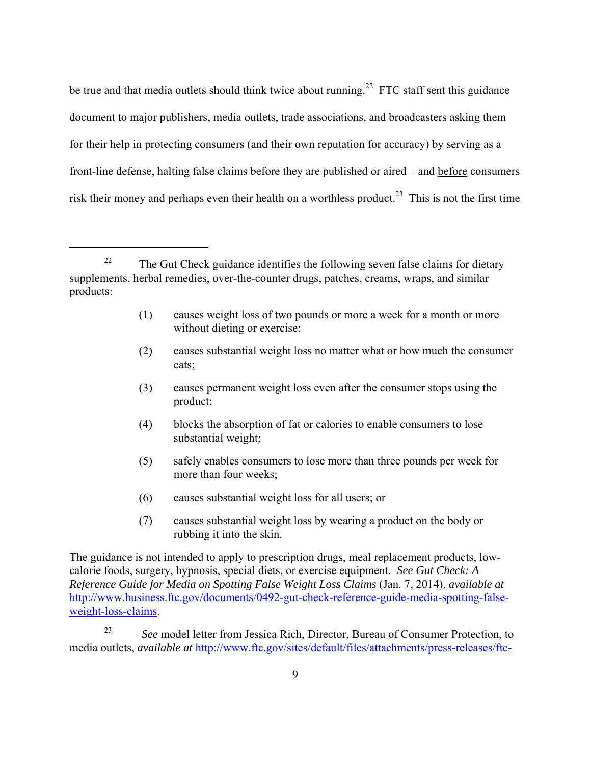be true and that media outlets should think twice about running.[22] FTC staff sent this guidance document to major publishers, media outlets, trade associations, and broadcasters asking them for their help in protecting consumers (and their own reputation for accuracy) by serving as a front-line defense, halting false claims before they are published or aired – and <u>before</u> consumers risk their money and perhaps even their health on a worthless product.[23] This is not the first time

---

[22] The Gut Check guidance identifies the following seven false claims for dietary supplements, herbal remedies, over-the-counter drugs, patches, creams, wraps, and similar products:

> (1) causes weight loss of two pounds or more a week for a month or more without dieting or exercise;
>
> (2) causes substantial weight loss no matter what or how much the consumer eats;
>
> (3) causes permanent weight loss even after the consumer stops using the product;
>
> (4) blocks the absorption of fat or calories to enable consumers to lose substantial weight;
>
> (5) safely enables consumers to lose more than three pounds per week for more than four weeks;
>
> (6) causes substantial weight loss for all users; or
>
> (7) causes substantial weight loss by wearing a product on the body or rubbing it into the skin.

The guidance is not intended to apply to prescription drugs, meal replacement products, low-calorie foods, surgery, hypnosis, special diets, or exercise equipment. *See Gut Check: A Reference Guide for Media on Spotting False Weight Loss Claims* (Jan. 7, 2014), *available at* http://www.business.ftc.gov/documents/0492-gut-check-reference-guide-media-spotting-false-weight-loss-claims.

[23] *See* model letter from Jessica Rich, Director, Bureau of Consumer Protection, to media outlets, *available at* http://www.ftc.gov/sites/default/files/attachments/press-releases/ftc-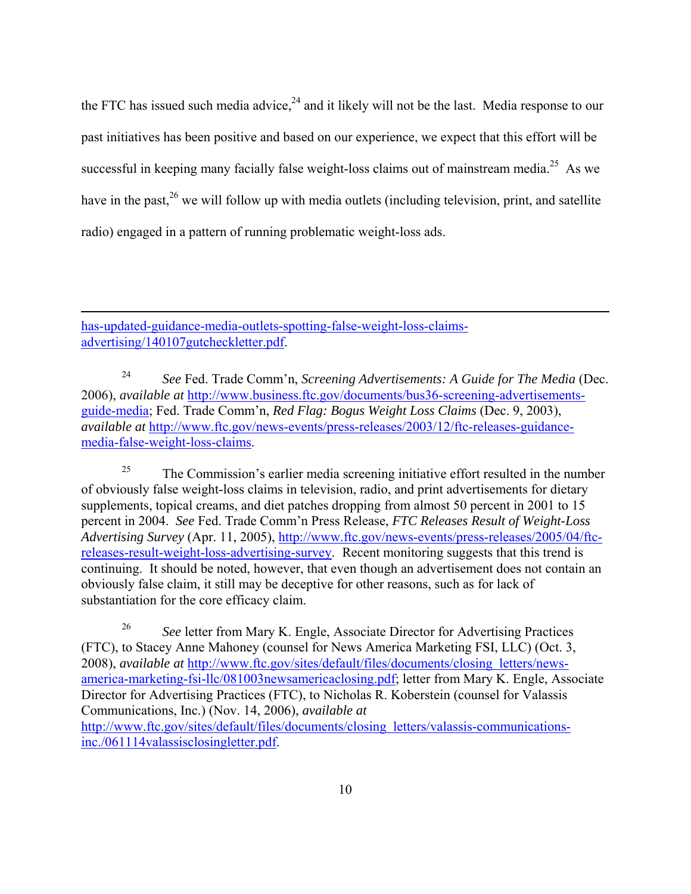the FTC has issued such media advice,[24] and it likely will not be the last. Media response to our past initiatives has been positive and based on our experience, we expect that this effort will be successful in keeping many facially false weight-loss claims out of mainstream media.[25] As we have in the past,[26] we will follow up with media outlets (including television, print, and satellite radio) engaged in a pattern of running problematic weight-loss ads.

---

has-updated-guidance-media-outlets-spotting-false-weight-loss-claims-advertising/140107gutcheckletter.pdf.

[24] *See* Fed. Trade Comm'n, *Screening Advertisements: A Guide for The Media* (Dec. 2006), *available at* http://www.business.ftc.gov/documents/bus36-screening-advertisements-guide-media; Fed. Trade Comm'n, *Red Flag: Bogus Weight Loss Claims* (Dec. 9, 2003), *available at* http://www.ftc.gov/news-events/press-releases/2003/12/ftc-releases-guidance-media-false-weight-loss-claims.

[25] The Commission's earlier media screening initiative effort resulted in the number of obviously false weight-loss claims in television, radio, and print advertisements for dietary supplements, topical creams, and diet patches dropping from almost 50 percent in 2001 to 15 percent in 2004. *See* Fed. Trade Comm'n Press Release, *FTC Releases Result of Weight-Loss Advertising Survey* (Apr. 11, 2005), http://www.ftc.gov/news-events/press-releases/2005/04/ftc-releases-result-weight-loss-advertising-survey. Recent monitoring suggests that this trend is continuing. It should be noted, however, that even though an advertisement does not contain an obviously false claim, it still may be deceptive for other reasons, such as for lack of substantiation for the core efficacy claim.

[26] *See* letter from Mary K. Engle, Associate Director for Advertising Practices (FTC), to Stacey Anne Mahoney (counsel for News America Marketing FSI, LLC) (Oct. 3, 2008), *available at* http://www.ftc.gov/sites/default/files/documents/closing_letters/news-america-marketing-fsi-llc/081003newsamericaclosing.pdf; letter from Mary K. Engle, Associate Director for Advertising Practices (FTC), to Nicholas R. Koberstein (counsel for Valassis Communications, Inc.) (Nov. 14, 2006), *available at* http://www.ftc.gov/sites/default/files/documents/closing_letters/valassis-communications-inc./061114valassisclosingletter.pdf.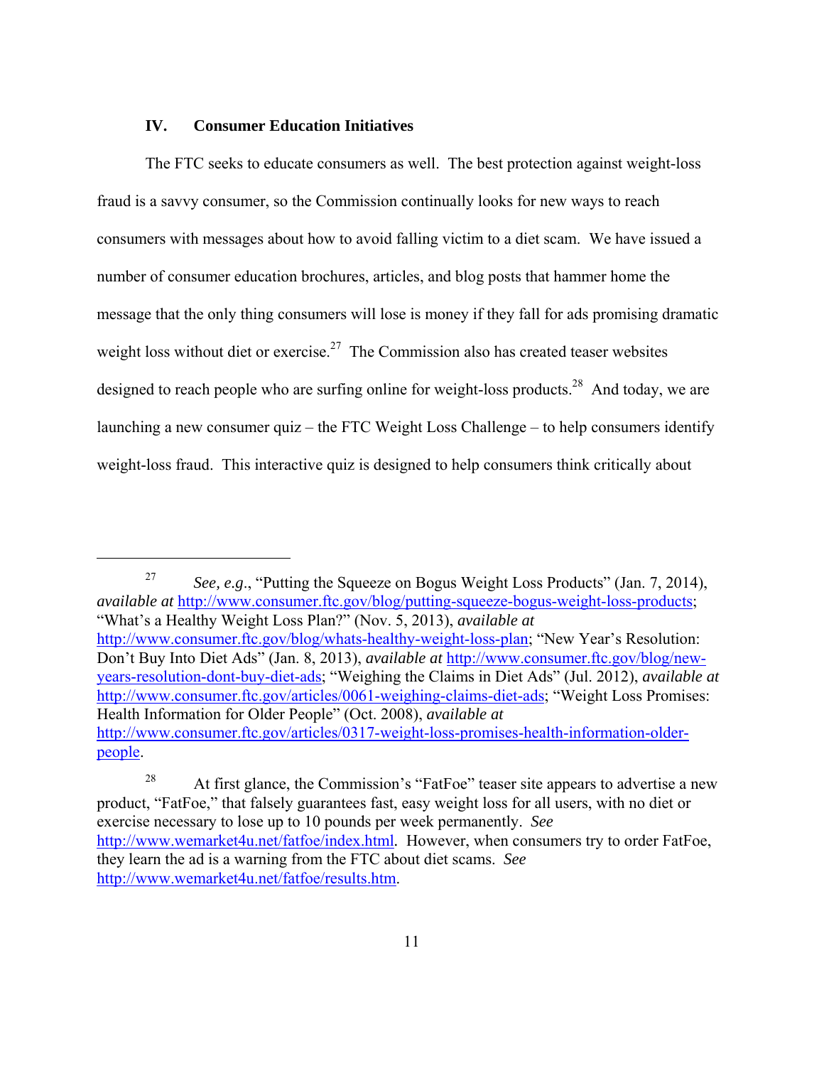## IV. Consumer Education Initiatives

The FTC seeks to educate consumers as well. The best protection against weight-loss fraud is a savvy consumer, so the Commission continually looks for new ways to reach consumers with messages about how to avoid falling victim to a diet scam. We have issued a number of consumer education brochures, articles, and blog posts that hammer home the message that the only thing consumers will lose is money if they fall for ads promising dramatic weight loss without diet or exercise.[27] The Commission also has created teaser websites designed to reach people who are surfing online for weight-loss products.[28] And today, we are launching a new consumer quiz – the FTC Weight Loss Challenge – to help consumers identify weight-loss fraud. This interactive quiz is designed to help consumers think critically about

---

[27] *See, e.g.*, "Putting the Squeeze on Bogus Weight Loss Products" (Jan. 7, 2014), *available at* http://www.consumer.ftc.gov/blog/putting-squeeze-bogus-weight-loss-products; "What's a Healthy Weight Loss Plan?" (Nov. 5, 2013), *available at* http://www.consumer.ftc.gov/blog/whats-healthy-weight-loss-plan; "New Year's Resolution: Don't Buy Into Diet Ads" (Jan. 8, 2013), *available at* http://www.consumer.ftc.gov/blog/new-years-resolution-dont-buy-diet-ads; "Weighing the Claims in Diet Ads" (Jul. 2012), *available at* http://www.consumer.ftc.gov/articles/0061-weighing-claims-diet-ads; "Weight Loss Promises: Health Information for Older People" (Oct. 2008), *available at* http://www.consumer.ftc.gov/articles/0317-weight-loss-promises-health-information-older-people.

[28] At first glance, the Commission's "FatFoe" teaser site appears to advertise a new product, "FatFoe," that falsely guarantees fast, easy weight loss for all users, with no diet or exercise necessary to lose up to 10 pounds per week permanently. *See* http://www.wemarket4u.net/fatfoe/index.html. However, when consumers try to order FatFoe, they learn the ad is a warning from the FTC about diet scams. *See* http://www.wemarket4u.net/fatfoe/results.htm.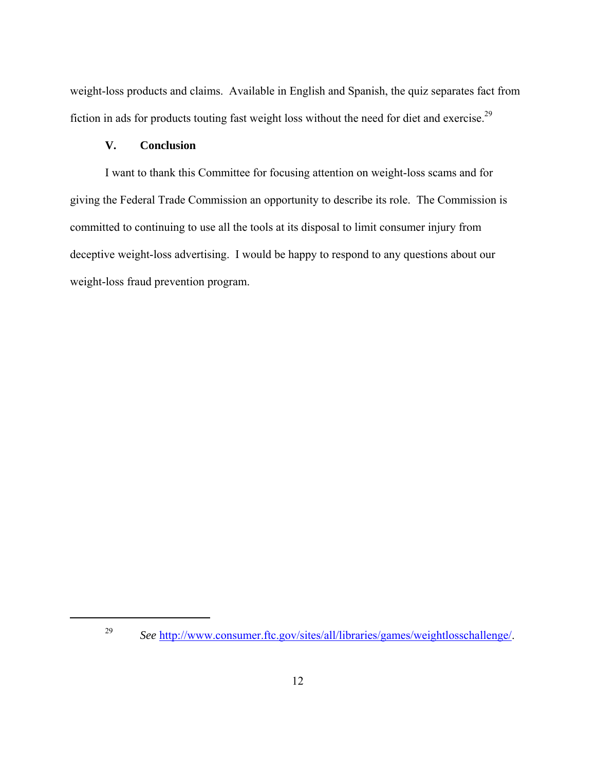weight-loss products and claims. Available in English and Spanish, the quiz separates fact from fiction in ads for products touting fast weight loss without the need for diet and exercise.[29]

## V. Conclusion

I want to thank this Committee for focusing attention on weight-loss scams and for giving the Federal Trade Commission an opportunity to describe its role. The Commission is committed to continuing to use all the tools at its disposal to limit consumer injury from deceptive weight-loss advertising. I would be happy to respond to any questions about our weight-loss fraud prevention program.

---

[29] *See* http://www.consumer.ftc.gov/sites/all/libraries/games/weightlosschallenge/.